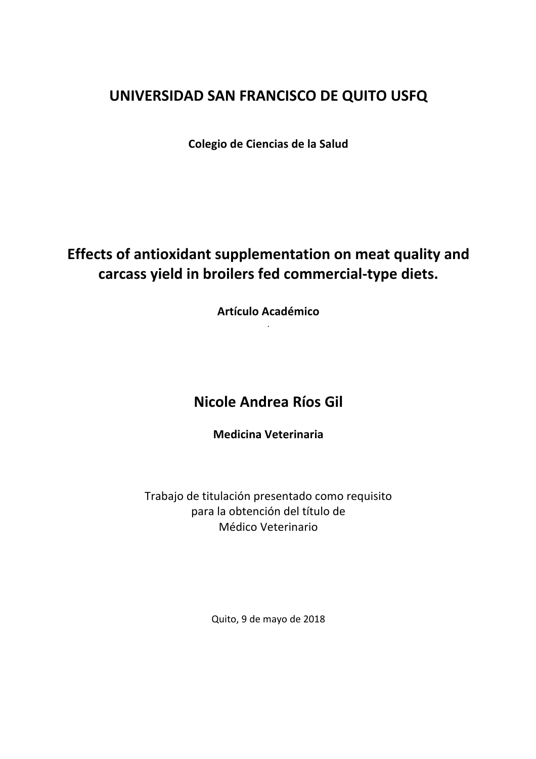# UNIVERSIDAD SAN FRANCISCO DE QUITO USFQ

**Colegio de Ciencias de la Salud**

## Effects of antioxidant supplementation on meat quality and carcass yield in broilers fed commercial-type diets.

**Artículo Académico**

## Nicole Andrea Ríos Gil

**Medicina Veterinaria**

Trabajo de titulación presentado como requisito
para la obtención del título de
Médico Veterinario

Quito, 9 de mayo de 2018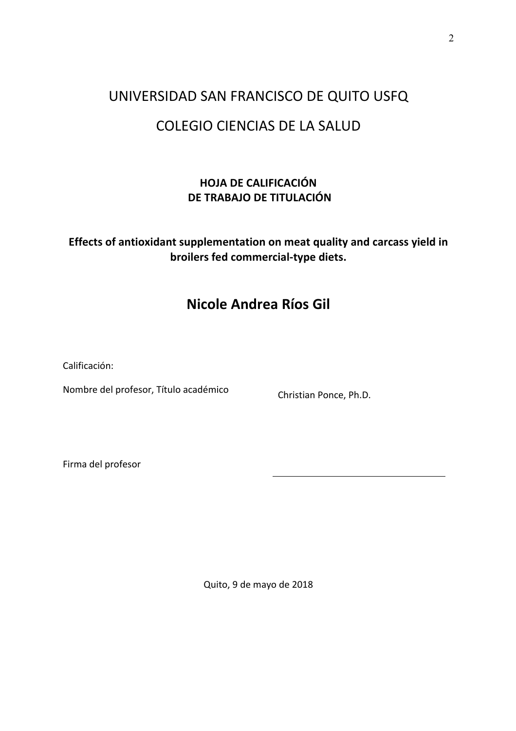# UNIVERSIDAD SAN FRANCISCO DE QUITO USFQ

# COLEGIO CIENCIAS DE LA SALUD

**HOJA DE CALIFICACIÓN**
**DE TRABAJO DE TITULACIÓN**

**Effects of antioxidant supplementation on meat quality and carcass yield in broilers fed commercial-type diets.**

## Nicole Andrea Ríos Gil

Calificación:

Nombre del profesor, Título académico Christian Ponce, Ph.D.

Firma del profesor

Quito, 9 de mayo de 2018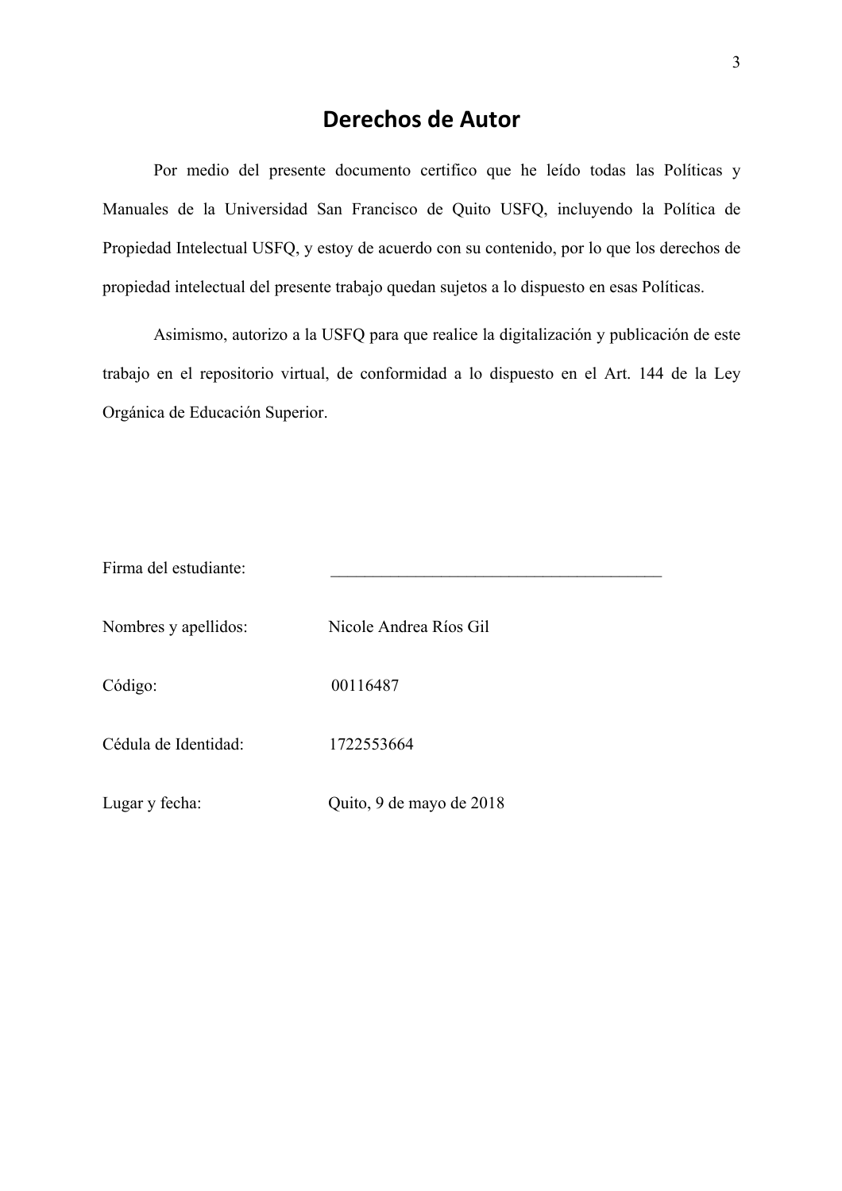# Derechos de Autor

Por medio del presente documento certifico que he leído todas las Políticas y Manuales de la Universidad San Francisco de Quito USFQ, incluyendo la Política de Propiedad Intelectual USFQ, y estoy de acuerdo con su contenido, por lo que los derechos de propiedad intelectual del presente trabajo quedan sujetos a lo dispuesto en esas Políticas.

Asimismo, autorizo a la USFQ para que realice la digitalización y publicación de este trabajo en el repositorio virtual, de conformidad a lo dispuesto en el Art. 144 de la Ley Orgánica de Educación Superior.

Firma del estudiante: _______________________________________

Nombres y apellidos: Nicole Andrea Ríos Gil

Código: 00116487

Cédula de Identidad: 1722553664

Lugar y fecha: Quito, 9 de mayo de 2018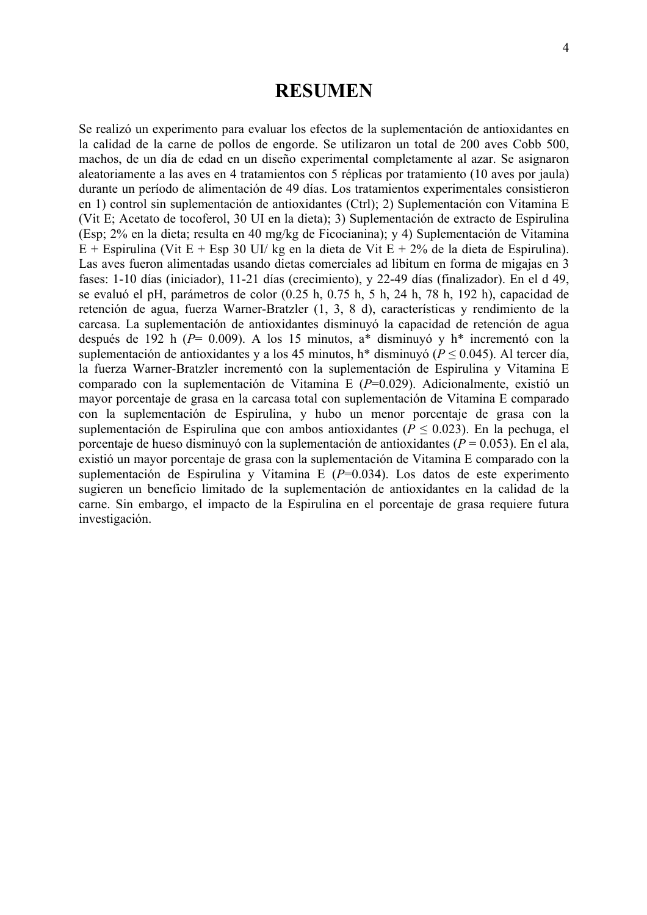# RESUMEN

Se realizó un experimento para evaluar los efectos de la suplementación de antioxidantes en la calidad de la carne de pollos de engorde. Se utilizaron un total de 200 aves Cobb 500, machos, de un día de edad en un diseño experimental completamente al azar. Se asignaron aleatoriamente a las aves en 4 tratamientos con 5 réplicas por tratamiento (10 aves por jaula) durante un período de alimentación de 49 días. Los tratamientos experimentales consistieron en 1) control sin suplementación de antioxidantes (Ctrl); 2) Suplementación con Vitamina E (Vit E; Acetato de tocoferol, 30 UI en la dieta); 3) Suplementación de extracto de Espirulina (Esp; 2% en la dieta; resulta en 40 mg/kg de Ficocianina); y 4) Suplementación de Vitamina E + Espirulina (Vit E + Esp 30 UI/ kg en la dieta de Vit E + 2% de la dieta de Espirulina). Las aves fueron alimentadas usando dietas comerciales ad libitum en forma de migajas en 3 fases: 1-10 días (iniciador), 11-21 días (crecimiento), y 22-49 días (finalizador). En el d 49, se evaluó el pH, parámetros de color (0.25 h, 0.75 h, 5 h, 24 h, 78 h, 192 h), capacidad de retención de agua, fuerza Warner-Bratzler (1, 3, 8 d), características y rendimiento de la carcasa. La suplementación de antioxidantes disminuyó la capacidad de retención de agua después de 192 h ($P$= 0.009). A los 15 minutos, a* disminuyó y h* incrementó con la suplementación de antioxidantes y a los 45 minutos, h* disminuyó ($P \leq 0.045$). Al tercer día, la fuerza Warner-Bratzler incrementó con la suplementación de Espirulina y Vitamina E comparado con la suplementación de Vitamina E ($P$=0.029). Adicionalmente, existió un mayor porcentaje de grasa en la carcasa total con suplementación de Vitamina E comparado con la suplementación de Espirulina, y hubo un menor porcentaje de grasa con la suplementación de Espirulina que con ambos antioxidantes ($P \leq 0.023$). En la pechuga, el porcentaje de hueso disminuyó con la suplementación de antioxidantes ($P$ = 0.053). En el ala, existió un mayor porcentaje de grasa con la suplementación de Vitamina E comparado con la suplementación de Espirulina y Vitamina E ($P$=0.034). Los datos de este experimento sugieren un beneficio limitado de la suplementación de antioxidantes en la calidad de la carne. Sin embargo, el impacto de la Espirulina en el porcentaje de grasa requiere futura investigación.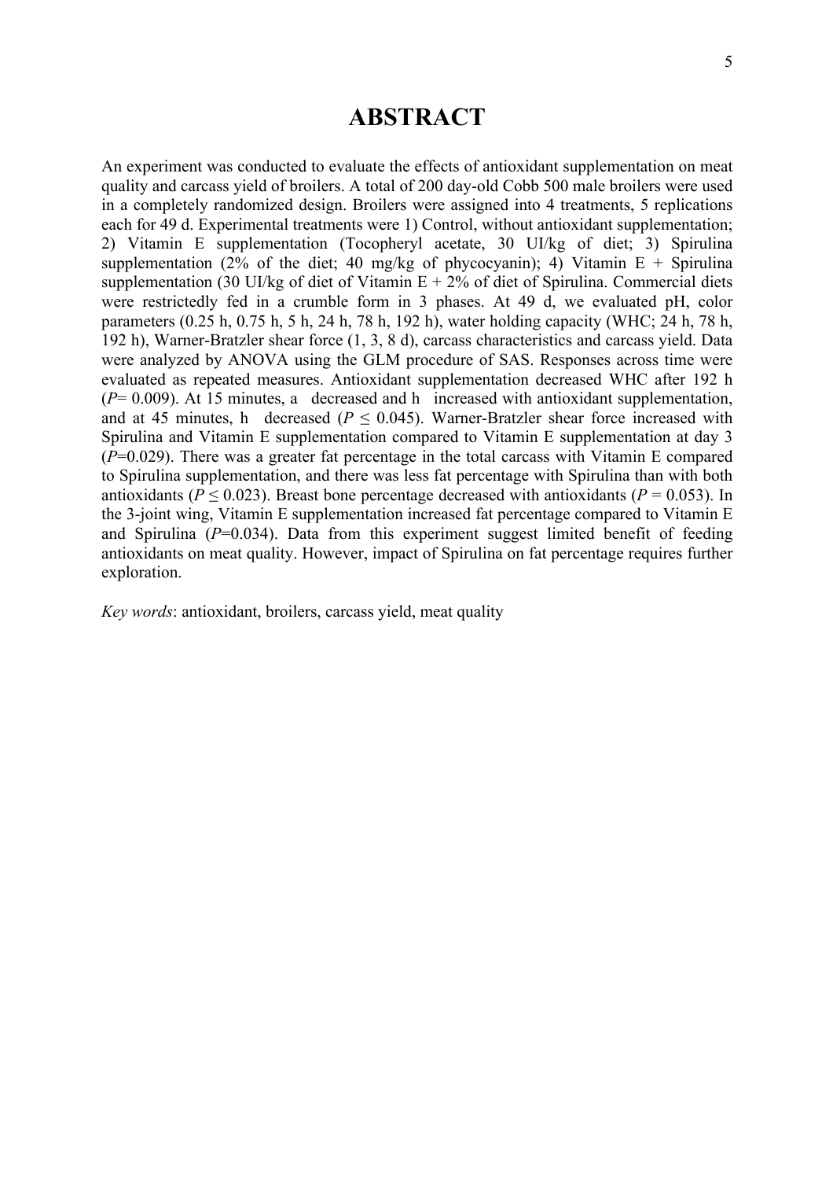# ABSTRACT

An experiment was conducted to evaluate the effects of antioxidant supplementation on meat quality and carcass yield of broilers. A total of 200 day-old Cobb 500 male broilers were used in a completely randomized design. Broilers were assigned into 4 treatments, 5 replications each for 49 d. Experimental treatments were 1) Control, without antioxidant supplementation; 2) Vitamin E supplementation (Tocopheryl acetate, 30 UI/kg of diet; 3) Spirulina supplementation (2% of the diet; 40 mg/kg of phycocyanin); 4) Vitamin E + Spirulina supplementation (30 UI/kg of diet of Vitamin E + 2% of diet of Spirulina. Commercial diets were restrictedly fed in a crumble form in 3 phases. At 49 d, we evaluated pH, color parameters (0.25 h, 0.75 h, 5 h, 24 h, 78 h, 192 h), water holding capacity (WHC; 24 h, 78 h, 192 h), Warner-Bratzler shear force (1, 3, 8 d), carcass characteristics and carcass yield. Data were analyzed by ANOVA using the GLM procedure of SAS. Responses across time were evaluated as repeated measures. Antioxidant supplementation decreased WHC after 192 h ($P$= 0.009). At 15 minutes, a  decreased and h  increased with antioxidant supplementation, and at 45 minutes, h  decreased ($P \leq 0.045$). Warner-Bratzler shear force increased with Spirulina and Vitamin E supplementation compared to Vitamin E supplementation at day 3 ($P$=0.029). There was a greater fat percentage in the total carcass with Vitamin E compared to Spirulina supplementation, and there was less fat percentage with Spirulina than with both antioxidants ($P \leq 0.023$). Breast bone percentage decreased with antioxidants ($P = 0.053$). In the 3-joint wing, Vitamin E supplementation increased fat percentage compared to Vitamin E and Spirulina ($P$=0.034). Data from this experiment suggest limited benefit of feeding antioxidants on meat quality. However, impact of Spirulina on fat percentage requires further exploration.

*Key words*: antioxidant, broilers, carcass yield, meat quality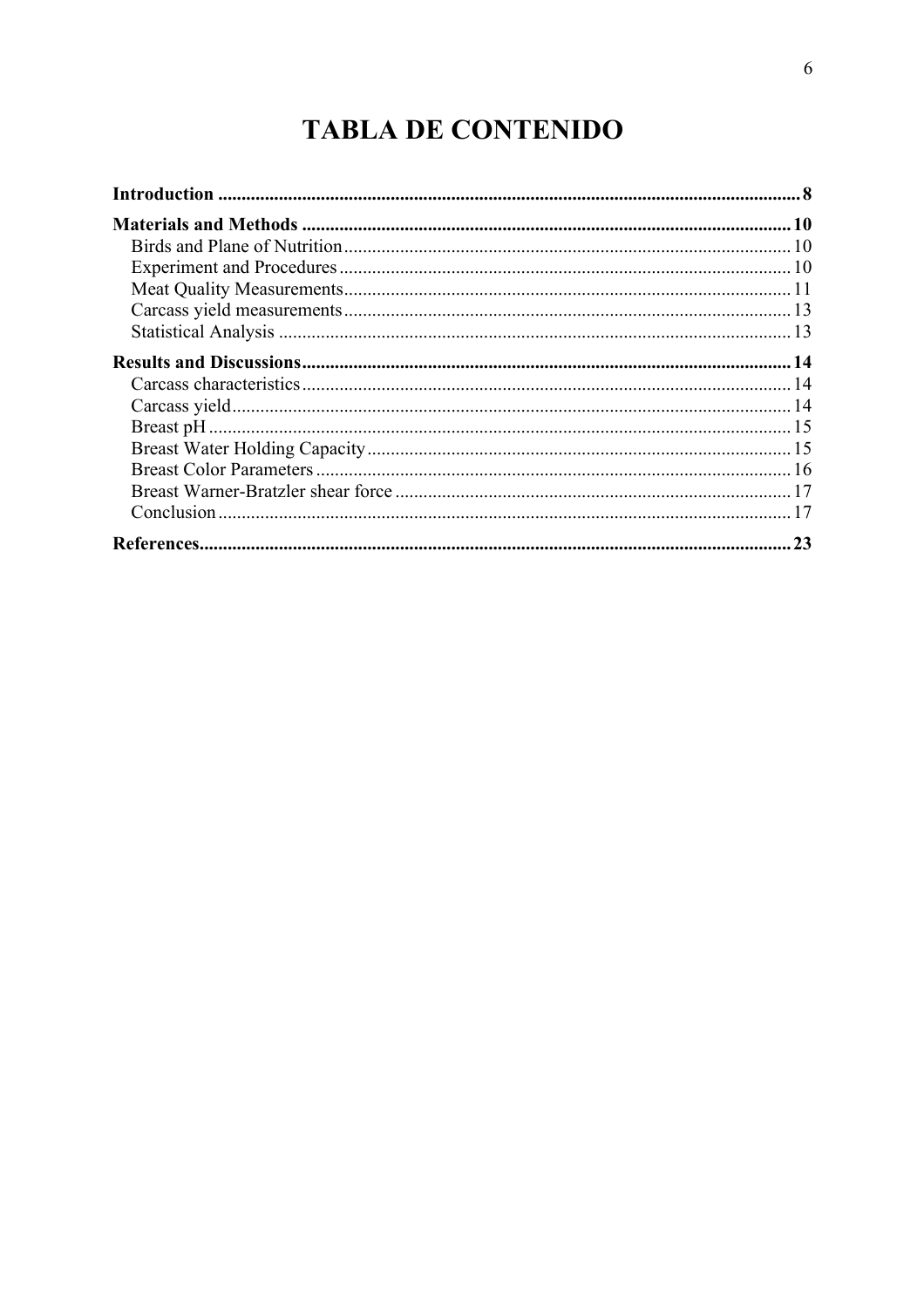# TABLA DE CONTENIDO

**Introduction** ............ 8

**Materials and Methods** ............ 10

- Birds and Plane of Nutrition ............ 10
- Experiment and Procedures ............ 10
- Meat Quality Measurements ............ 11
- Carcass yield measurements ............ 13
- Statistical Analysis ............ 13

**Results and Discussions** ............ 14

- Carcass characteristics ............ 14
- Carcass yield ............ 14
- Breast pH ............ 15
- Breast Water Holding Capacity ............ 15
- Breast Color Parameters ............ 16
- Breast Warner-Bratzler shear force ............ 17
- Conclusion ............ 17

**References** ............ 23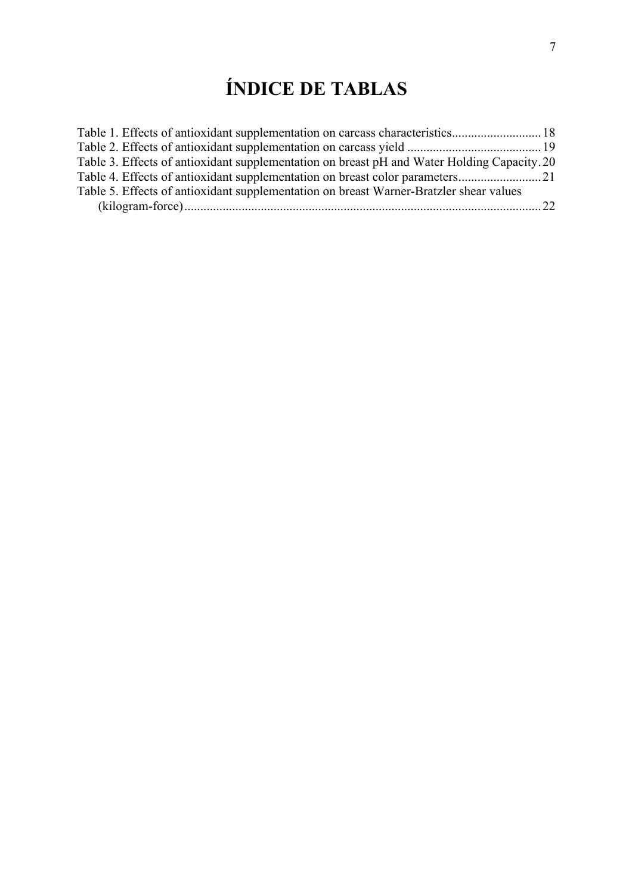# ÍNDICE DE TABLAS

Table 1. Effects of antioxidant supplementation on carcass characteristics............................18

Table 2. Effects of antioxidant supplementation on carcass yield ..........................................19

Table 3. Effects of antioxidant supplementation on breast pH and Water Holding Capacity.20

Table 4. Effects of antioxidant supplementation on breast color parameters..........................21

Table 5. Effects of antioxidant supplementation on breast Warner-Bratzler shear values (kilogram-force)................................................................................................................22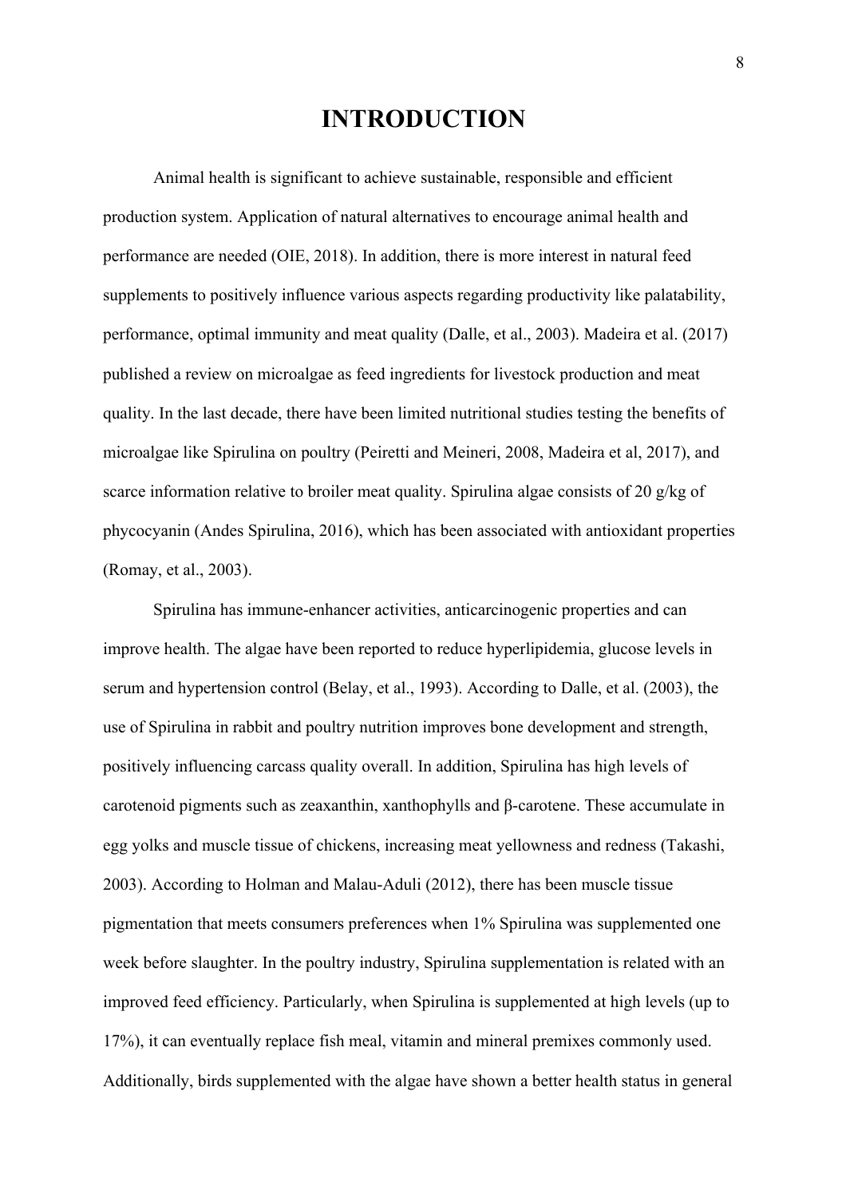# INTRODUCTION

Animal health is significant to achieve sustainable, responsible and efficient production system. Application of natural alternatives to encourage animal health and performance are needed (OIE, 2018). In addition, there is more interest in natural feed supplements to positively influence various aspects regarding productivity like palatability, performance, optimal immunity and meat quality (Dalle, et al., 2003). Madeira et al. (2017) published a review on microalgae as feed ingredients for livestock production and meat quality. In the last decade, there have been limited nutritional studies testing the benefits of microalgae like Spirulina on poultry (Peiretti and Meineri, 2008, Madeira et al, 2017), and scarce information relative to broiler meat quality. Spirulina algae consists of 20 g/kg of phycocyanin (Andes Spirulina, 2016), which has been associated with antioxidant properties (Romay, et al., 2003).

Spirulina has immune-enhancer activities, anticarcinogenic properties and can improve health. The algae have been reported to reduce hyperlipidemia, glucose levels in serum and hypertension control (Belay, et al., 1993). According to Dalle, et al. (2003), the use of Spirulina in rabbit and poultry nutrition improves bone development and strength, positively influencing carcass quality overall. In addition, Spirulina has high levels of carotenoid pigments such as zeaxanthin, xanthophylls and β-carotene. These accumulate in egg yolks and muscle tissue of chickens, increasing meat yellowness and redness (Takashi, 2003). According to Holman and Malau-Aduli (2012), there has been muscle tissue pigmentation that meets consumers preferences when 1% Spirulina was supplemented one week before slaughter. In the poultry industry, Spirulina supplementation is related with an improved feed efficiency. Particularly, when Spirulina is supplemented at high levels (up to 17%), it can eventually replace fish meal, vitamin and mineral premixes commonly used. Additionally, birds supplemented with the algae have shown a better health status in general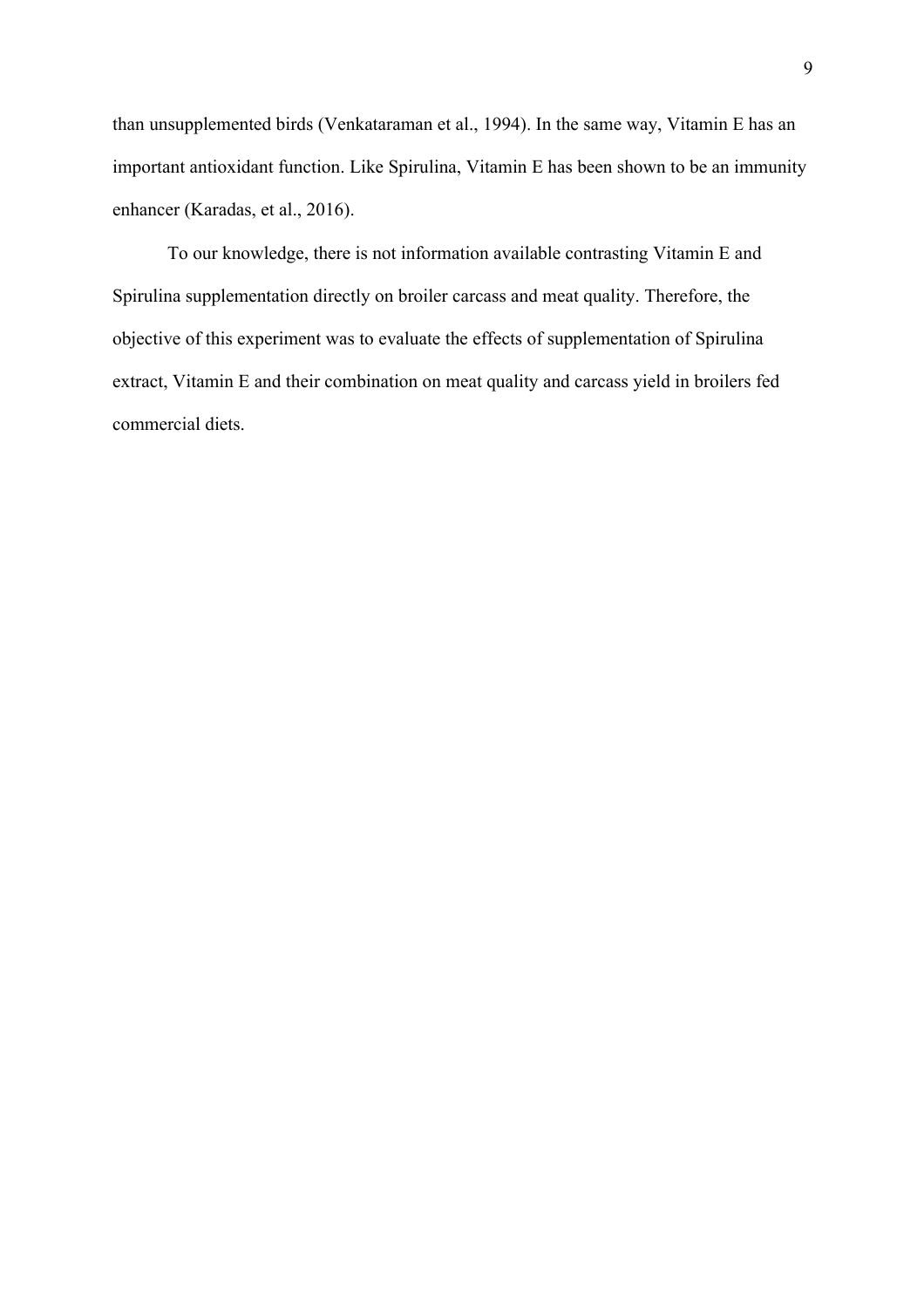than unsupplemented birds (Venkataraman et al., 1994). In the same way, Vitamin E has an important antioxidant function. Like Spirulina, Vitamin E has been shown to be an immunity enhancer (Karadas, et al., 2016).

To our knowledge, there is not information available contrasting Vitamin E and Spirulina supplementation directly on broiler carcass and meat quality. Therefore, the objective of this experiment was to evaluate the effects of supplementation of Spirulina extract, Vitamin E and their combination on meat quality and carcass yield in broilers fed commercial diets.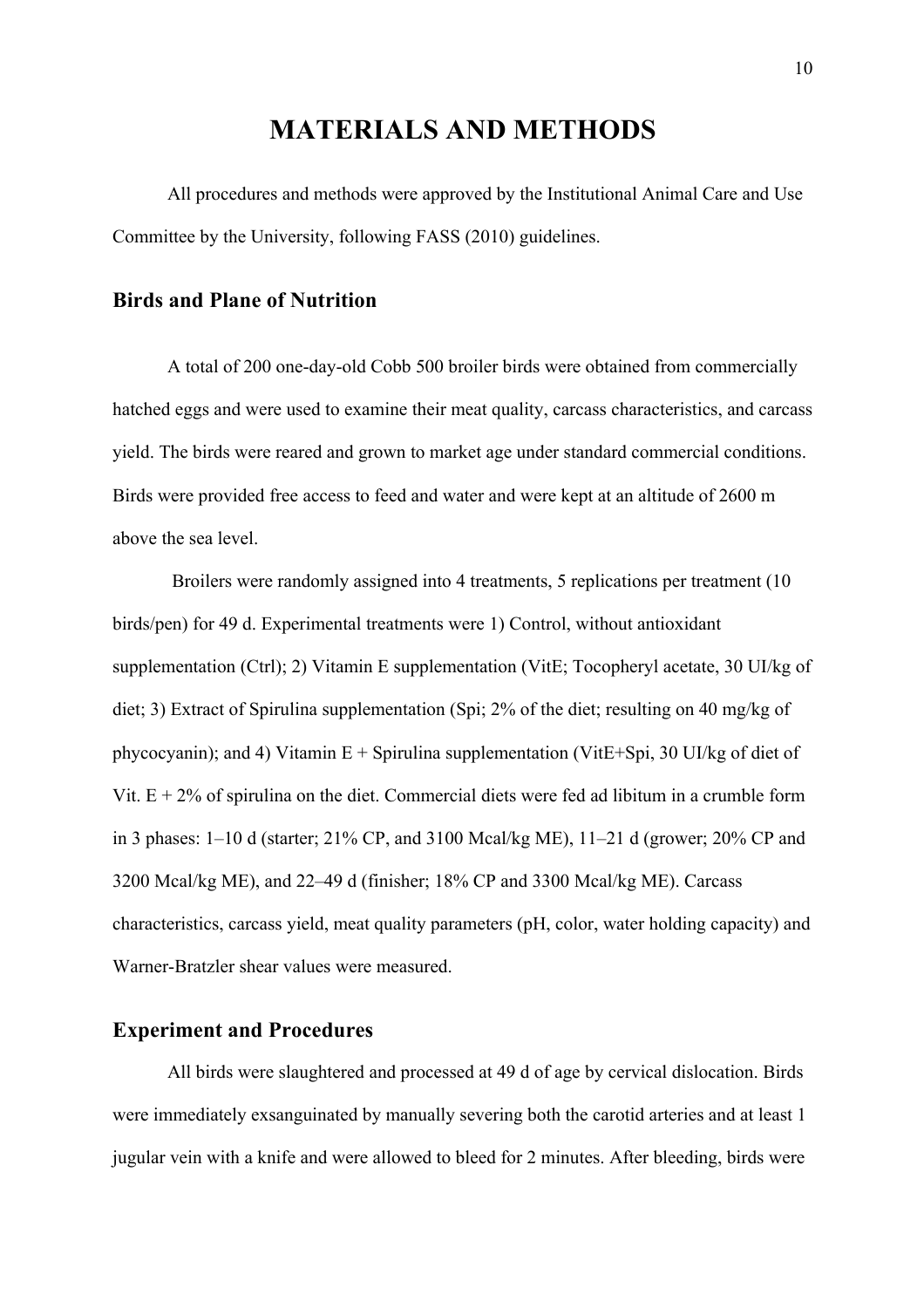# MATERIALS AND METHODS

All procedures and methods were approved by the Institutional Animal Care and Use Committee by the University, following FASS (2010) guidelines.

## Birds and Plane of Nutrition

A total of 200 one-day-old Cobb 500 broiler birds were obtained from commercially hatched eggs and were used to examine their meat quality, carcass characteristics, and carcass yield. The birds were reared and grown to market age under standard commercial conditions. Birds were provided free access to feed and water and were kept at an altitude of 2600 m above the sea level.

Broilers were randomly assigned into 4 treatments, 5 replications per treatment (10 birds/pen) for 49 d. Experimental treatments were 1) Control, without antioxidant supplementation (Ctrl); 2) Vitamin E supplementation (VitE; Tocopheryl acetate, 30 UI/kg of diet; 3) Extract of Spirulina supplementation (Spi; 2% of the diet; resulting on 40 mg/kg of phycocyanin); and 4) Vitamin E + Spirulina supplementation (VitE+Spi, 30 UI/kg of diet of Vit. E + 2% of spirulina on the diet. Commercial diets were fed ad libitum in a crumble form in 3 phases: 1–10 d (starter; 21% CP, and 3100 Mcal/kg ME), 11–21 d (grower; 20% CP and 3200 Mcal/kg ME), and 22–49 d (finisher; 18% CP and 3300 Mcal/kg ME). Carcass characteristics, carcass yield, meat quality parameters (pH, color, water holding capacity) and Warner-Bratzler shear values were measured.

## Experiment and Procedures

All birds were slaughtered and processed at 49 d of age by cervical dislocation. Birds were immediately exsanguinated by manually severing both the carotid arteries and at least 1 jugular vein with a knife and were allowed to bleed for 2 minutes. After bleeding, birds were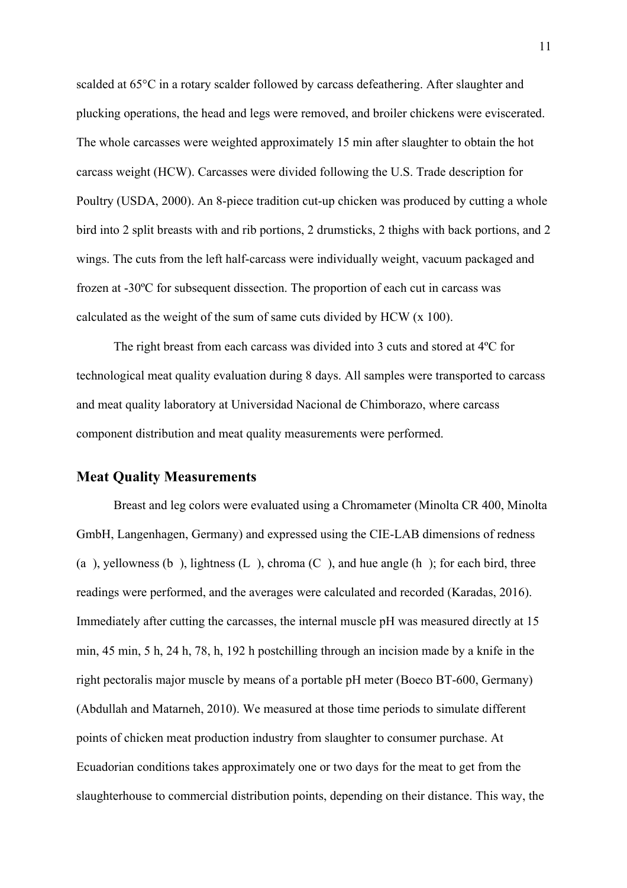scalded at 65°C in a rotary scalder followed by carcass defeathering. After slaughter and plucking operations, the head and legs were removed, and broiler chickens were eviscerated. The whole carcasses were weighted approximately 15 min after slaughter to obtain the hot carcass weight (HCW). Carcasses were divided following the U.S. Trade description for Poultry (USDA, 2000). An 8-piece tradition cut-up chicken was produced by cutting a whole bird into 2 split breasts with and rib portions, 2 drumsticks, 2 thighs with back portions, and 2 wings. The cuts from the left half-carcass were individually weight, vacuum packaged and frozen at -30ºC for subsequent dissection. The proportion of each cut in carcass was calculated as the weight of the sum of same cuts divided by HCW (x 100).

The right breast from each carcass was divided into 3 cuts and stored at 4ºC for technological meat quality evaluation during 8 days. All samples were transported to carcass and meat quality laboratory at Universidad Nacional de Chimborazo, where carcass component distribution and meat quality measurements were performed.

## Meat Quality Measurements

Breast and leg colors were evaluated using a Chromameter (Minolta CR 400, Minolta GmbH, Langenhagen, Germany) and expressed using the CIE-LAB dimensions of redness (a ), yellowness (b ), lightness (L ), chroma (C ), and hue angle (h ); for each bird, three readings were performed, and the averages were calculated and recorded (Karadas, 2016). Immediately after cutting the carcasses, the internal muscle pH was measured directly at 15 min, 45 min, 5 h, 24 h, 78, h, 192 h postchilling through an incision made by a knife in the right pectoralis major muscle by means of a portable pH meter (Boeco BT-600, Germany) (Abdullah and Matarneh, 2010). We measured at those time periods to simulate different points of chicken meat production industry from slaughter to consumer purchase. At Ecuadorian conditions takes approximately one or two days for the meat to get from the slaughterhouse to commercial distribution points, depending on their distance. This way, the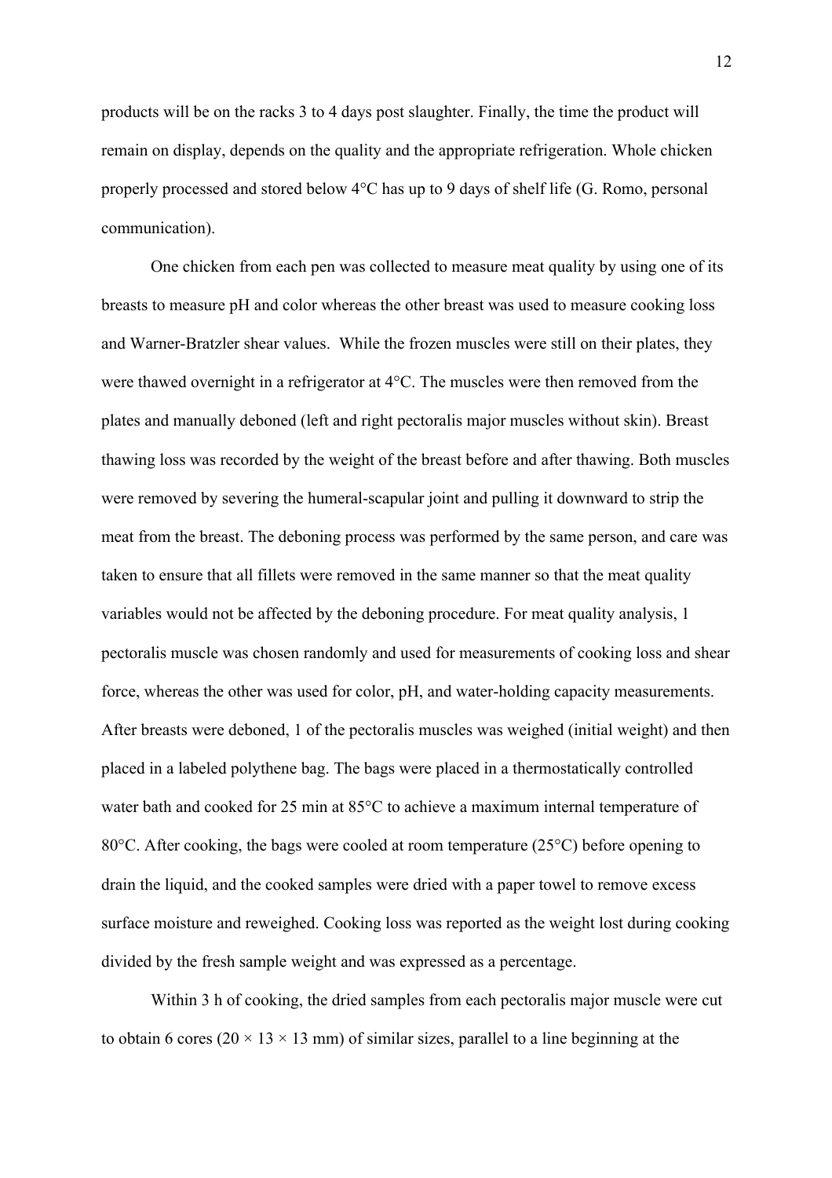products will be on the racks 3 to 4 days post slaughter. Finally, the time the product will remain on display, depends on the quality and the appropriate refrigeration. Whole chicken properly processed and stored below 4°C has up to 9 days of shelf life (G. Romo, personal communication).

One chicken from each pen was collected to measure meat quality by using one of its breasts to measure pH and color whereas the other breast was used to measure cooking loss and Warner-Bratzler shear values. While the frozen muscles were still on their plates, they were thawed overnight in a refrigerator at 4°C. The muscles were then removed from the plates and manually deboned (left and right pectoralis major muscles without skin). Breast thawing loss was recorded by the weight of the breast before and after thawing. Both muscles were removed by severing the humeral-scapular joint and pulling it downward to strip the meat from the breast. The deboning process was performed by the same person, and care was taken to ensure that all fillets were removed in the same manner so that the meat quality variables would not be affected by the deboning procedure. For meat quality analysis, 1 pectoralis muscle was chosen randomly and used for measurements of cooking loss and shear force, whereas the other was used for color, pH, and water-holding capacity measurements. After breasts were deboned, 1 of the pectoralis muscles was weighed (initial weight) and then placed in a labeled polythene bag. The bags were placed in a thermostatically controlled water bath and cooked for 25 min at 85°C to achieve a maximum internal temperature of 80°C. After cooking, the bags were cooled at room temperature (25°C) before opening to drain the liquid, and the cooked samples were dried with a paper towel to remove excess surface moisture and reweighed. Cooking loss was reported as the weight lost during cooking divided by the fresh sample weight and was expressed as a percentage.

Within 3 h of cooking, the dried samples from each pectoralis major muscle were cut to obtain 6 cores ($20 \times 13 \times 13$ mm) of similar sizes, parallel to a line beginning at the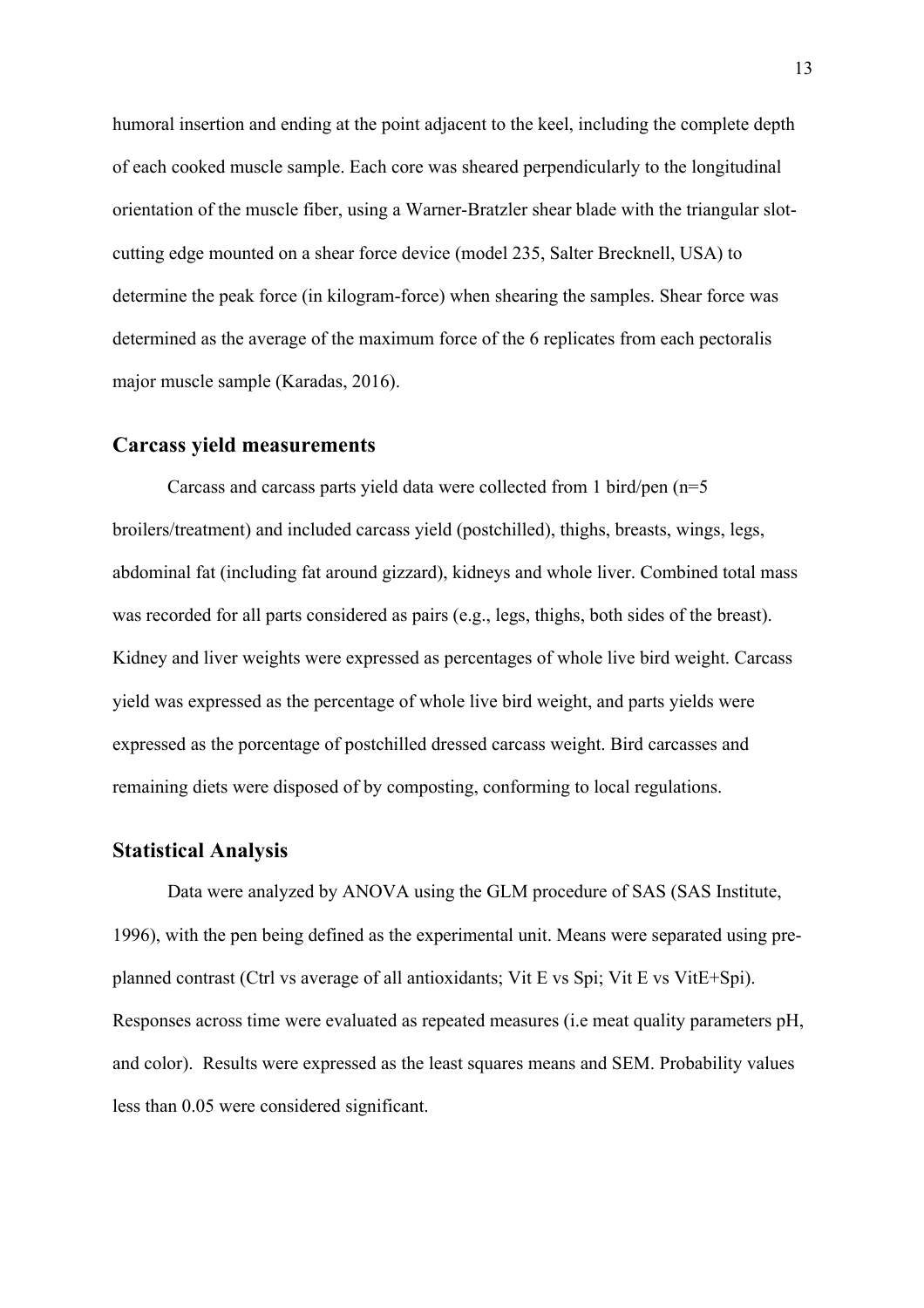humoral insertion and ending at the point adjacent to the keel, including the complete depth of each cooked muscle sample. Each core was sheared perpendicularly to the longitudinal orientation of the muscle fiber, using a Warner-Bratzler shear blade with the triangular slot-cutting edge mounted on a shear force device (model 235, Salter Brecknell, USA) to determine the peak force (in kilogram-force) when shearing the samples. Shear force was determined as the average of the maximum force of the 6 replicates from each pectoralis major muscle sample (Karadas, 2016).

## Carcass yield measurements

Carcass and carcass parts yield data were collected from 1 bird/pen (n=5 broilers/treatment) and included carcass yield (postchilled), thighs, breasts, wings, legs, abdominal fat (including fat around gizzard), kidneys and whole liver. Combined total mass was recorded for all parts considered as pairs (e.g., legs, thighs, both sides of the breast). Kidney and liver weights were expressed as percentages of whole live bird weight. Carcass yield was expressed as the percentage of whole live bird weight, and parts yields were expressed as the porcentage of postchilled dressed carcass weight. Bird carcasses and remaining diets were disposed of by composting, conforming to local regulations.

## Statistical Analysis

Data were analyzed by ANOVA using the GLM procedure of SAS (SAS Institute, 1996), with the pen being defined as the experimental unit. Means were separated using pre-planned contrast (Ctrl vs average of all antioxidants; Vit E vs Spi; Vit E vs VitE+Spi). Responses across time were evaluated as repeated measures (i.e meat quality parameters pH, and color). Results were expressed as the least squares means and SEM. Probability values less than 0.05 were considered significant.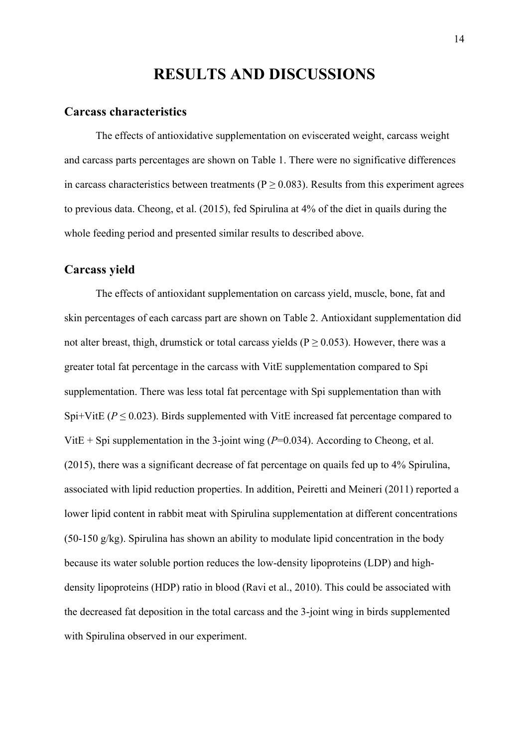# RESULTS AND DISCUSSIONS

## Carcass characteristics

The effects of antioxidative supplementation on eviscerated weight, carcass weight and carcass parts percentages are shown on Table 1. There were no significative differences in carcass characteristics between treatments ($P \geq 0.083$). Results from this experiment agrees to previous data. Cheong, et al. (2015), fed Spirulina at 4% of the diet in quails during the whole feeding period and presented similar results to described above.

## Carcass yield

The effects of antioxidant supplementation on carcass yield, muscle, bone, fat and skin percentages of each carcass part are shown on Table 2. Antioxidant supplementation did not alter breast, thigh, drumstick or total carcass yields ($P \geq 0.053$). However, there was a greater total fat percentage in the carcass with VitE supplementation compared to Spi supplementation. There was less total fat percentage with Spi supplementation than with Spi+VitE ($P \leq 0.023$). Birds supplemented with VitE increased fat percentage compared to VitE + Spi supplementation in the 3-joint wing ($P$=0.034). According to Cheong, et al. (2015), there was a significant decrease of fat percentage on quails fed up to 4% Spirulina, associated with lipid reduction properties. In addition, Peiretti and Meineri (2011) reported a lower lipid content in rabbit meat with Spirulina supplementation at different concentrations (50-150 g/kg). Spirulina has shown an ability to modulate lipid concentration in the body because its water soluble portion reduces the low-density lipoproteins (LDP) and high-density lipoproteins (HDP) ratio in blood (Ravi et al., 2010). This could be associated with the decreased fat deposition in the total carcass and the 3-joint wing in birds supplemented with Spirulina observed in our experiment.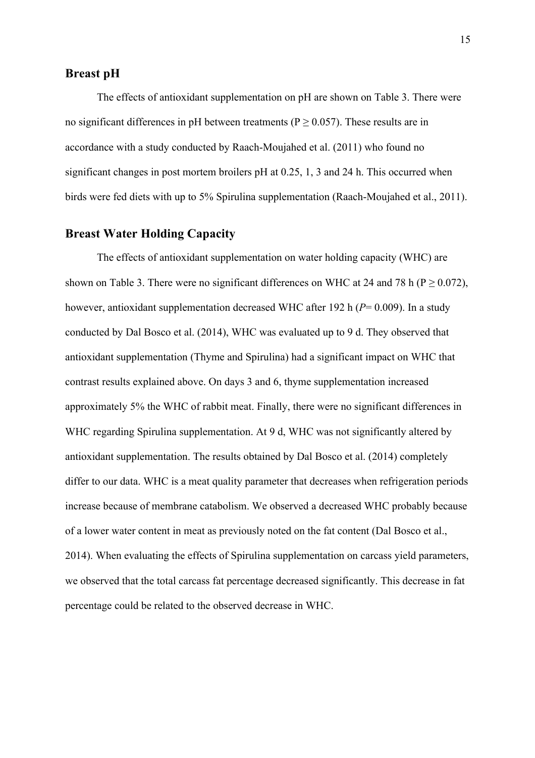## Breast pH

The effects of antioxidant supplementation on pH are shown on Table 3. There were no significant differences in pH between treatments ($P \geq 0.057$). These results are in accordance with a study conducted by Raach-Moujahed et al. (2011) who found no significant changes in post mortem broilers pH at 0.25, 1, 3 and 24 h. This occurred when birds were fed diets with up to 5% Spirulina supplementation (Raach-Moujahed et al., 2011).

## Breast Water Holding Capacity

The effects of antioxidant supplementation on water holding capacity (WHC) are shown on Table 3. There were no significant differences on WHC at 24 and 78 h ($P \geq 0.072$), however, antioxidant supplementation decreased WHC after 192 h ($P = 0.009$). In a study conducted by Dal Bosco et al. (2014), WHC was evaluated up to 9 d. They observed that antioxidant supplementation (Thyme and Spirulina) had a significant impact on WHC that contrast results explained above. On days 3 and 6, thyme supplementation increased approximately 5% the WHC of rabbit meat. Finally, there were no significant differences in WHC regarding Spirulina supplementation. At 9 d, WHC was not significantly altered by antioxidant supplementation. The results obtained by Dal Bosco et al. (2014) completely differ to our data. WHC is a meat quality parameter that decreases when refrigeration periods increase because of membrane catabolism. We observed a decreased WHC probably because of a lower water content in meat as previously noted on the fat content (Dal Bosco et al., 2014). When evaluating the effects of Spirulina supplementation on carcass yield parameters, we observed that the total carcass fat percentage decreased significantly. This decrease in fat percentage could be related to the observed decrease in WHC.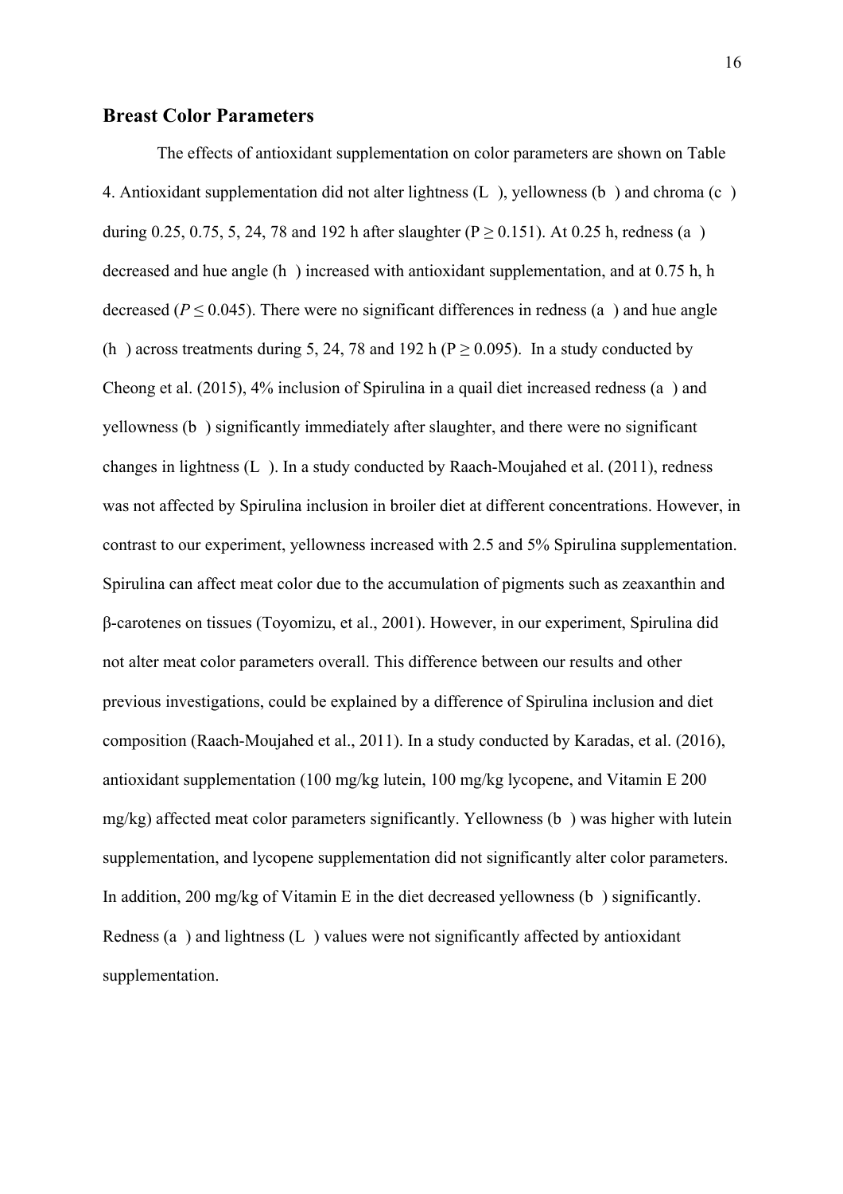## Breast Color Parameters

The effects of antioxidant supplementation on color parameters are shown on Table 4. Antioxidant supplementation did not alter lightness (L ), yellowness (b ) and chroma (c ) during 0.25, 0.75, 5, 24, 78 and 192 h after slaughter ($P \geq 0.151$). At 0.25 h, redness (a ) decreased and hue angle (h ) increased with antioxidant supplementation, and at 0.75 h, h decreased ($P \leq 0.045$). There were no significant differences in redness (a ) and hue angle (h ) across treatments during 5, 24, 78 and 192 h ($P \geq 0.095$). In a study conducted by Cheong et al. (2015), 4% inclusion of Spirulina in a quail diet increased redness (a ) and yellowness (b ) significantly immediately after slaughter, and there were no significant changes in lightness (L ). In a study conducted by Raach-Moujahed et al. (2011), redness was not affected by Spirulina inclusion in broiler diet at different concentrations. However, in contrast to our experiment, yellowness increased with 2.5 and 5% Spirulina supplementation. Spirulina can affect meat color due to the accumulation of pigments such as zeaxanthin and β-carotenes on tissues (Toyomizu, et al., 2001). However, in our experiment, Spirulina did not alter meat color parameters overall. This difference between our results and other previous investigations, could be explained by a difference of Spirulina inclusion and diet composition (Raach-Moujahed et al., 2011). In a study conducted by Karadas, et al. (2016), antioxidant supplementation (100 mg/kg lutein, 100 mg/kg lycopene, and Vitamin E 200 mg/kg) affected meat color parameters significantly. Yellowness (b ) was higher with lutein supplementation, and lycopene supplementation did not significantly alter color parameters. In addition, 200 mg/kg of Vitamin E in the diet decreased yellowness (b ) significantly. Redness (a ) and lightness (L ) values were not significantly affected by antioxidant supplementation.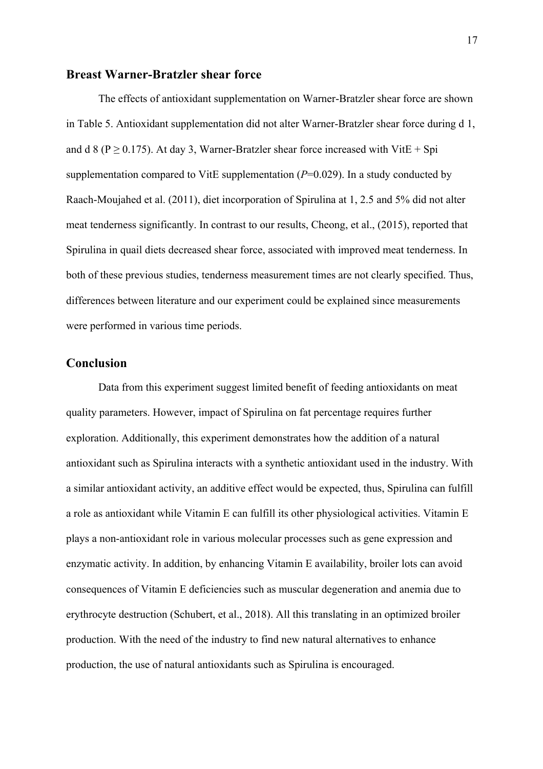## Breast Warner-Bratzler shear force

The effects of antioxidant supplementation on Warner-Bratzler shear force are shown in Table 5. Antioxidant supplementation did not alter Warner-Bratzler shear force during d 1, and d 8 ($P \geq 0.175$). At day 3, Warner-Bratzler shear force increased with VitE + Spi supplementation compared to VitE supplementation ($P$=0.029). In a study conducted by Raach-Moujahed et al. (2011), diet incorporation of Spirulina at 1, 2.5 and 5% did not alter meat tenderness significantly. In contrast to our results, Cheong, et al., (2015), reported that Spirulina in quail diets decreased shear force, associated with improved meat tenderness. In both of these previous studies, tenderness measurement times are not clearly specified. Thus, differences between literature and our experiment could be explained since measurements were performed in various time periods.

## Conclusion

Data from this experiment suggest limited benefit of feeding antioxidants on meat quality parameters. However, impact of Spirulina on fat percentage requires further exploration. Additionally, this experiment demonstrates how the addition of a natural antioxidant such as Spirulina interacts with a synthetic antioxidant used in the industry. With a similar antioxidant activity, an additive effect would be expected, thus, Spirulina can fulfill a role as antioxidant while Vitamin E can fulfill its other physiological activities. Vitamin E plays a non-antioxidant role in various molecular processes such as gene expression and enzymatic activity. In addition, by enhancing Vitamin E availability, broiler lots can avoid consequences of Vitamin E deficiencies such as muscular degeneration and anemia due to erythrocyte destruction (Schubert, et al., 2018). All this translating in an optimized broiler production. With the need of the industry to find new natural alternatives to enhance production, the use of natural antioxidants such as Spirulina is encouraged.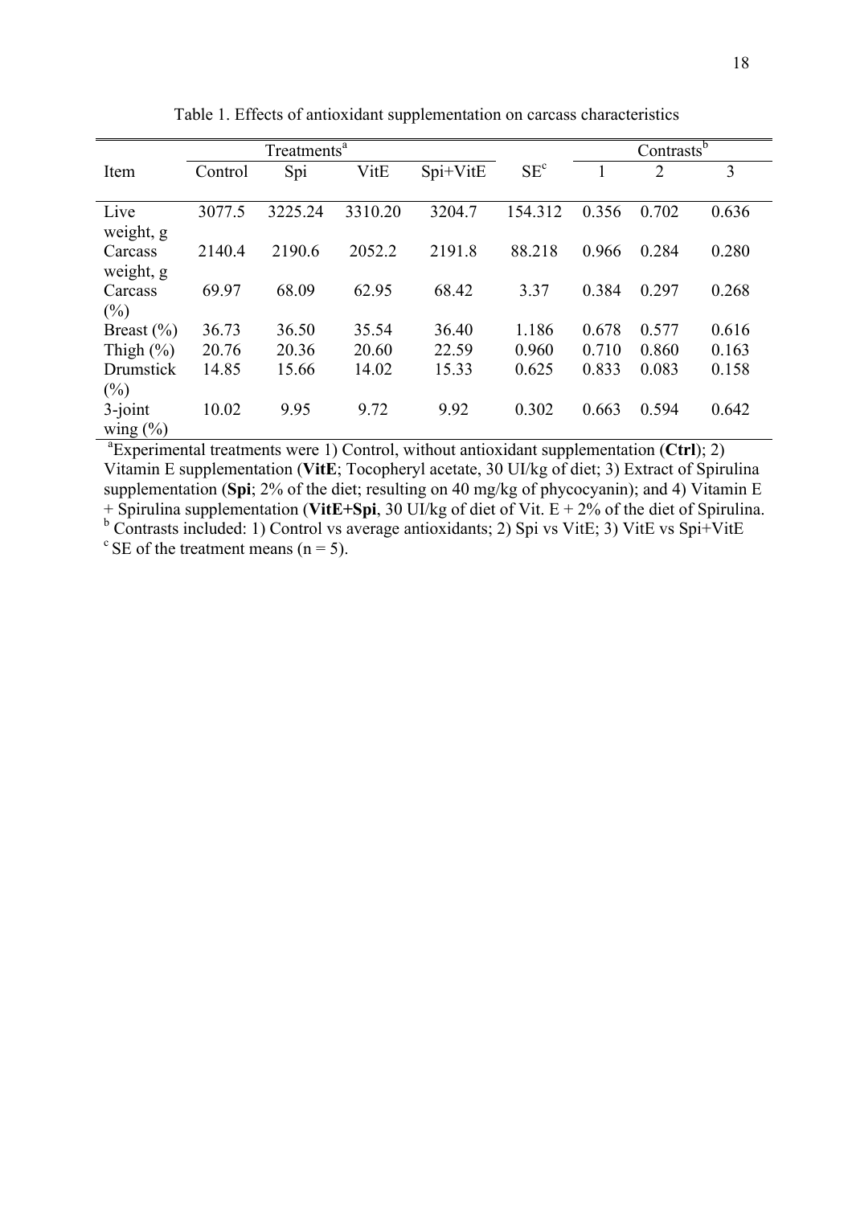Table 1. Effects of antioxidant supplementation on carcass characteristics

| Item | Treatments[a] | | | | SE[c] | Contrasts[b] | | |
|---|---|---|---|---|---|---|---|---|
| | Control | Spi | VitE | Spi+VitE | | 1 | 2 | 3 |
| Live weight, g | 3077.5 | 3225.24 | 3310.20 | 3204.7 | 154.312 | 0.356 | 0.702 | 0.636 |
| Carcass weight, g | 2140.4 | 2190.6 | 2052.2 | 2191.8 | 88.218 | 0.966 | 0.284 | 0.280 |
| Carcass (%) | 69.97 | 68.09 | 62.95 | 68.42 | 3.37 | 0.384 | 0.297 | 0.268 |
| Breast (%) | 36.73 | 36.50 | 35.54 | 36.40 | 1.186 | 0.678 | 0.577 | 0.616 |
| Thigh (%) | 20.76 | 20.36 | 20.60 | 22.59 | 0.960 | 0.710 | 0.860 | 0.163 |
| Drumstick (%) | 14.85 | 15.66 | 14.02 | 15.33 | 0.625 | 0.833 | 0.083 | 0.158 |
| 3-joint wing (%) | 10.02 | 9.95 | 9.72 | 9.92 | 0.302 | 0.663 | 0.594 | 0.642 |

[a]Experimental treatments were 1) Control, without antioxidant supplementation (**Ctrl**); 2) Vitamin E supplementation (**VitE**; Tocopheryl acetate, 30 UI/kg of diet; 3) Extract of Spirulina supplementation (**Spi**; 2% of the diet; resulting on 40 mg/kg of phycocyanin); and 4) Vitamin E + Spirulina supplementation (**VitE+Spi**, 30 UI/kg of diet of Vit. E + 2% of the diet of Spirulina.

[b] Contrasts included: 1) Control vs average antioxidants; 2) Spi vs VitE; 3) VitE vs Spi+VitE

[c] SE of the treatment means (n = 5).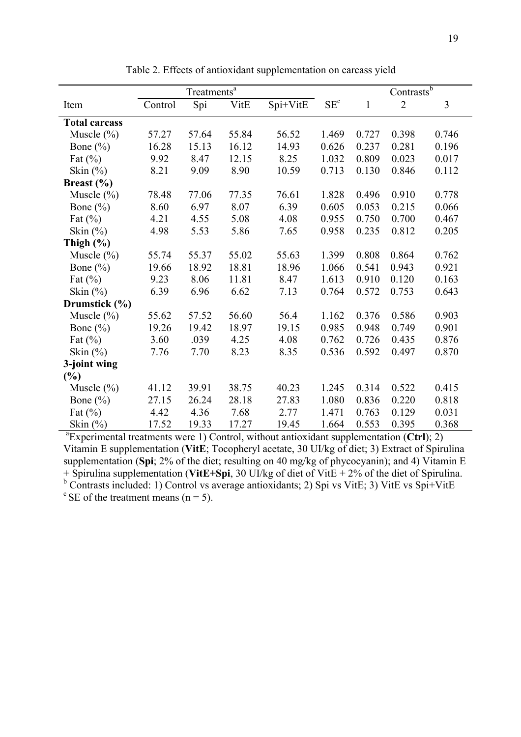Table 2. Effects of antioxidant supplementation on carcass yield

| | Treatments[a] | | | | | Contrasts[b] | | |
|---|---|---|---|---|---|---|---|---|
| Item | Control | Spi | VitE | Spi+VitE | SE[c] | 1 | 2 | 3 |
| **Total carcass** | | | | | | | | |
| Muscle (%) | 57.27 | 57.64 | 55.84 | 56.52 | 1.469 | 0.727 | 0.398 | 0.746 |
| Bone (%) | 16.28 | 15.13 | 16.12 | 14.93 | 0.626 | 0.237 | 0.281 | 0.196 |
| Fat (%) | 9.92 | 8.47 | 12.15 | 8.25 | 1.032 | 0.809 | 0.023 | 0.017 |
| Skin (%) | 8.21 | 9.09 | 8.90 | 10.59 | 0.713 | 0.130 | 0.846 | 0.112 |
| **Breast (%)** | | | | | | | | |
| Muscle (%) | 78.48 | 77.06 | 77.35 | 76.61 | 1.828 | 0.496 | 0.910 | 0.778 |
| Bone (%) | 8.60 | 6.97 | 8.07 | 6.39 | 0.605 | 0.053 | 0.215 | 0.066 |
| Fat (%) | 4.21 | 4.55 | 5.08 | 4.08 | 0.955 | 0.750 | 0.700 | 0.467 |
| Skin (%) | 4.98 | 5.53 | 5.86 | 7.65 | 0.958 | 0.235 | 0.812 | 0.205 |
| **Thigh (%)** | | | | | | | | |
| Muscle (%) | 55.74 | 55.37 | 55.02 | 55.63 | 1.399 | 0.808 | 0.864 | 0.762 |
| Bone (%) | 19.66 | 18.92 | 18.81 | 18.96 | 1.066 | 0.541 | 0.943 | 0.921 |
| Fat (%) | 9.23 | 8.06 | 11.81 | 8.47 | 1.613 | 0.910 | 0.120 | 0.163 |
| Skin (%) | 6.39 | 6.96 | 6.62 | 7.13 | 0.764 | 0.572 | 0.753 | 0.643 |
| **Drumstick (%)** | | | | | | | | |
| Muscle (%) | 55.62 | 57.52 | 56.60 | 56.4 | 1.162 | 0.376 | 0.586 | 0.903 |
| Bone (%) | 19.26 | 19.42 | 18.97 | 19.15 | 0.985 | 0.948 | 0.749 | 0.901 |
| Fat (%) | 3.60 | .039 | 4.25 | 4.08 | 0.762 | 0.726 | 0.435 | 0.876 |
| Skin (%) | 7.76 | 7.70 | 8.23 | 8.35 | 0.536 | 0.592 | 0.497 | 0.870 |
| **3-joint wing (%)** | | | | | | | | |
| Muscle (%) | 41.12 | 39.91 | 38.75 | 40.23 | 1.245 | 0.314 | 0.522 | 0.415 |
| Bone (%) | 27.15 | 26.24 | 28.18 | 27.83 | 1.080 | 0.836 | 0.220 | 0.818 |
| Fat (%) | 4.42 | 4.36 | 7.68 | 2.77 | 1.471 | 0.763 | 0.129 | 0.031 |
| Skin (%) | 17.52 | 19.33 | 17.27 | 19.45 | 1.664 | 0.553 | 0.395 | 0.368 |

[a]Experimental treatments were 1) Control, without antioxidant supplementation (**Ctrl**); 2) Vitamin E supplementation (**VitE**; Tocopheryl acetate, 30 UI/kg of diet; 3) Extract of Spirulina supplementation (**Spi**; 2% of the diet; resulting on 40 mg/kg of phycocyanin); and 4) Vitamin E + Spirulina supplementation (**VitE+Spi**, 30 UI/kg of diet of VitE + 2% of the diet of Spirulina.
[b] Contrasts included: 1) Control vs average antioxidants; 2) Spi vs VitE; 3) VitE vs Spi+VitE
[c] SE of the treatment means (n = 5).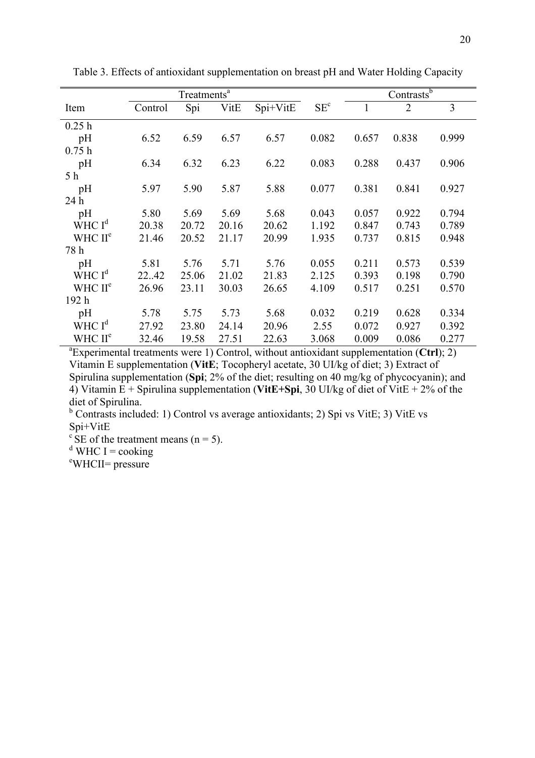Table 3. Effects of antioxidant supplementation on breast pH and Water Holding Capacity

| Item | Treatments[a] | | | | SE[c] | Contrasts[b] | | |
|---|---|---|---|---|---|---|---|---|
| | Control | Spi | VitE | Spi+VitE | | 1 | 2 | 3 |
| 0.25 h | | | | | | | | |
| pH | 6.52 | 6.59 | 6.57 | 6.57 | 0.082 | 0.657 | 0.838 | 0.999 |
| 0.75 h | | | | | | | | |
| pH | 6.34 | 6.32 | 6.23 | 6.22 | 0.083 | 0.288 | 0.437 | 0.906 |
| 5 h | | | | | | | | |
| pH | 5.97 | 5.90 | 5.87 | 5.88 | 0.077 | 0.381 | 0.841 | 0.927 |
| 24 h | | | | | | | | |
| pH | 5.80 | 5.69 | 5.69 | 5.68 | 0.043 | 0.057 | 0.922 | 0.794 |
| WHC I[d] | 20.38 | 20.72 | 20.16 | 20.62 | 1.192 | 0.847 | 0.743 | 0.789 |
| WHC II[e] | 21.46 | 20.52 | 21.17 | 20.99 | 1.935 | 0.737 | 0.815 | 0.948 |
| 78 h | | | | | | | | |
| pH | 5.81 | 5.76 | 5.71 | 5.76 | 0.055 | 0.211 | 0.573 | 0.539 |
| WHC I[d] | 22..42 | 25.06 | 21.02 | 21.83 | 2.125 | 0.393 | 0.198 | 0.790 |
| WHC II[e] | 26.96 | 23.11 | 30.03 | 26.65 | 4.109 | 0.517 | 0.251 | 0.570 |
| 192 h | | | | | | | | |
| pH | 5.78 | 5.75 | 5.73 | 5.68 | 0.032 | 0.219 | 0.628 | 0.334 |
| WHC I[d] | 27.92 | 23.80 | 24.14 | 20.96 | 2.55 | 0.072 | 0.927 | 0.392 |
| WHC II[e] | 32.46 | 19.58 | 27.51 | 22.63 | 3.068 | 0.009 | 0.086 | 0.277 |

[a]Experimental treatments were 1) Control, without antioxidant supplementation (**Ctrl**); 2) Vitamin E supplementation (**VitE**; Tocopheryl acetate, 30 UI/kg of diet; 3) Extract of Spirulina supplementation (**Spi**; 2% of the diet; resulting on 40 mg/kg of phycocyanin); and 4) Vitamin E + Spirulina supplementation (**VitE+Spi**, 30 UI/kg of diet of VitE + 2% of the diet of Spirulina.

[b] Contrasts included: 1) Control vs average antioxidants; 2) Spi vs VitE; 3) VitE vs Spi+VitE

[c] SE of the treatment means (n = 5).

[d] WHC I = cooking

[e]WHCII= pressure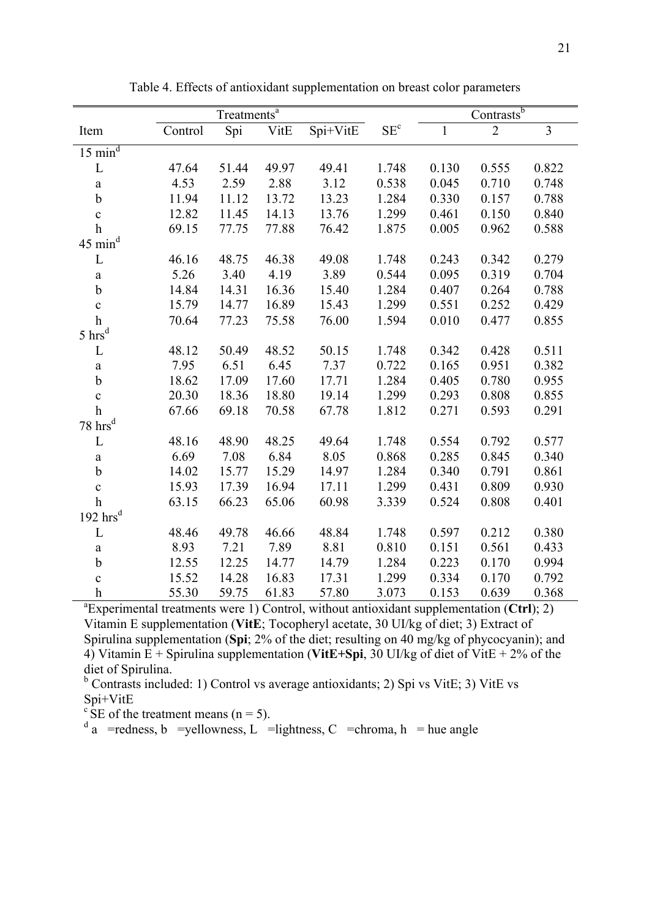Table 4. Effects of antioxidant supplementation on breast color parameters

| Item | Treatments[a] | | | | SE[c] | Contrasts[b] | | |
|---|---|---|---|---|---|---|---|---|
| | Control | Spi | VitE | Spi+VitE | | 1 | 2 | 3 |
| 15 min[d] | | | | | | | | |
| L | 47.64 | 51.44 | 49.97 | 49.41 | 1.748 | 0.130 | 0.555 | 0.822 |
| a | 4.53 | 2.59 | 2.88 | 3.12 | 0.538 | 0.045 | 0.710 | 0.748 |
| b | 11.94 | 11.12 | 13.72 | 13.23 | 1.284 | 0.330 | 0.157 | 0.788 |
| c | 12.82 | 11.45 | 14.13 | 13.76 | 1.299 | 0.461 | 0.150 | 0.840 |
| h | 69.15 | 77.75 | 77.88 | 76.42 | 1.875 | 0.005 | 0.962 | 0.588 |
| 45 min[d] | | | | | | | | |
| L | 46.16 | 48.75 | 46.38 | 49.08 | 1.748 | 0.243 | 0.342 | 0.279 |
| a | 5.26 | 3.40 | 4.19 | 3.89 | 0.544 | 0.095 | 0.319 | 0.704 |
| b | 14.84 | 14.31 | 16.36 | 15.40 | 1.284 | 0.407 | 0.264 | 0.788 |
| c | 15.79 | 14.77 | 16.89 | 15.43 | 1.299 | 0.551 | 0.252 | 0.429 |
| h | 70.64 | 77.23 | 75.58 | 76.00 | 1.594 | 0.010 | 0.477 | 0.855 |
| 5 hrs[d] | | | | | | | | |
| L | 48.12 | 50.49 | 48.52 | 50.15 | 1.748 | 0.342 | 0.428 | 0.511 |
| a | 7.95 | 6.51 | 6.45 | 7.37 | 0.722 | 0.165 | 0.951 | 0.382 |
| b | 18.62 | 17.09 | 17.60 | 17.71 | 1.284 | 0.405 | 0.780 | 0.955 |
| c | 20.30 | 18.36 | 18.80 | 19.14 | 1.299 | 0.293 | 0.808 | 0.855 |
| h | 67.66 | 69.18 | 70.58 | 67.78 | 1.812 | 0.271 | 0.593 | 0.291 |
| 78 hrs[d] | | | | | | | | |
| L | 48.16 | 48.90 | 48.25 | 49.64 | 1.748 | 0.554 | 0.792 | 0.577 |
| a | 6.69 | 7.08 | 6.84 | 8.05 | 0.868 | 0.285 | 0.845 | 0.340 |
| b | 14.02 | 15.77 | 15.29 | 14.97 | 1.284 | 0.340 | 0.791 | 0.861 |
| c | 15.93 | 17.39 | 16.94 | 17.11 | 1.299 | 0.431 | 0.809 | 0.930 |
| h | 63.15 | 66.23 | 65.06 | 60.98 | 3.339 | 0.524 | 0.808 | 0.401 |
| 192 hrs[d] | | | | | | | | |
| L | 48.46 | 49.78 | 46.66 | 48.84 | 1.748 | 0.597 | 0.212 | 0.380 |
| a | 8.93 | 7.21 | 7.89 | 8.81 | 0.810 | 0.151 | 0.561 | 0.433 |
| b | 12.55 | 12.25 | 14.77 | 14.79 | 1.284 | 0.223 | 0.170 | 0.994 |
| c | 15.52 | 14.28 | 16.83 | 17.31 | 1.299 | 0.334 | 0.170 | 0.792 |
| h | 55.30 | 59.75 | 61.83 | 57.80 | 3.073 | 0.153 | 0.639 | 0.368 |

[a]Experimental treatments were 1) Control, without antioxidant supplementation (**Ctrl**); 2) Vitamin E supplementation (**VitE**; Tocopheryl acetate, 30 UI/kg of diet; 3) Extract of Spirulina supplementation (**Spi**; 2% of the diet; resulting on 40 mg/kg of phycocyanin); and 4) Vitamin E + Spirulina supplementation (**VitE+Spi**, 30 UI/kg of diet of VitE + 2% of the diet of Spirulina.

[b] Contrasts included: 1) Control vs average antioxidants; 2) Spi vs VitE; 3) VitE vs Spi+VitE

[c] SE of the treatment means (n = 5).

[d] a =redness, b =yellowness, L =lightness, C =chroma, h = hue angle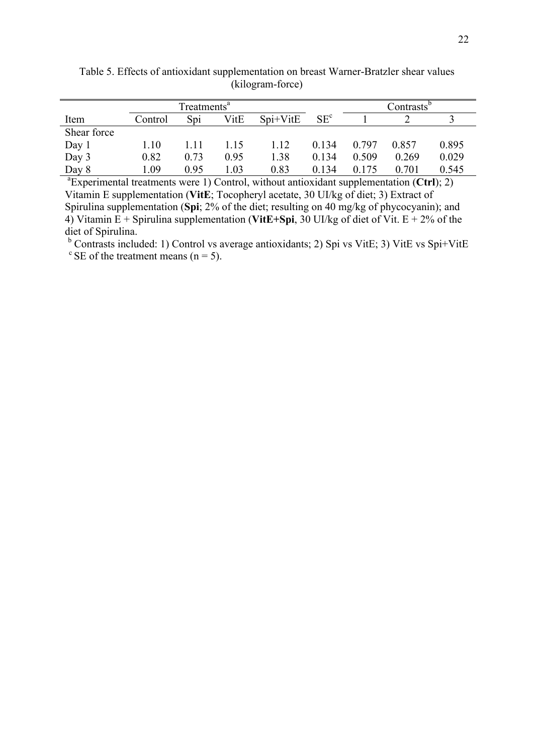Table 5. Effects of antioxidant supplementation on breast Warner-Bratzler shear values (kilogram-force)

| | Treatments[a] | | | | | Contrasts[b] | | |
|---|---|---|---|---|---|---|---|---|
| Item | Control | Spi | VitE | Spi+VitE | SE[c] | 1 | 2 | 3 |
| Shear force | | | | | | | | |
| Day 1 | 1.10 | 1.11 | 1.15 | 1.12 | 0.134 | 0.797 | 0.857 | 0.895 |
| Day 3 | 0.82 | 0.73 | 0.95 | 1.38 | 0.134 | 0.509 | 0.269 | 0.029 |
| Day 8 | 1.09 | 0.95 | 1.03 | 0.83 | 0.134 | 0.175 | 0.701 | 0.545 |

[a]Experimental treatments were 1) Control, without antioxidant supplementation (**Ctrl**); 2) Vitamin E supplementation (**VitE**; Tocopheryl acetate, 30 UI/kg of diet; 3) Extract of Spirulina supplementation (**Spi**; 2% of the diet; resulting on 40 mg/kg of phycocyanin); and 4) Vitamin E + Spirulina supplementation (**VitE+Spi**, 30 UI/kg of diet of Vit. E + 2% of the diet of Spirulina.

[b] Contrasts included: 1) Control vs average antioxidants; 2) Spi vs VitE; 3) VitE vs Spi+VitE

[c] SE of the treatment means (n = 5).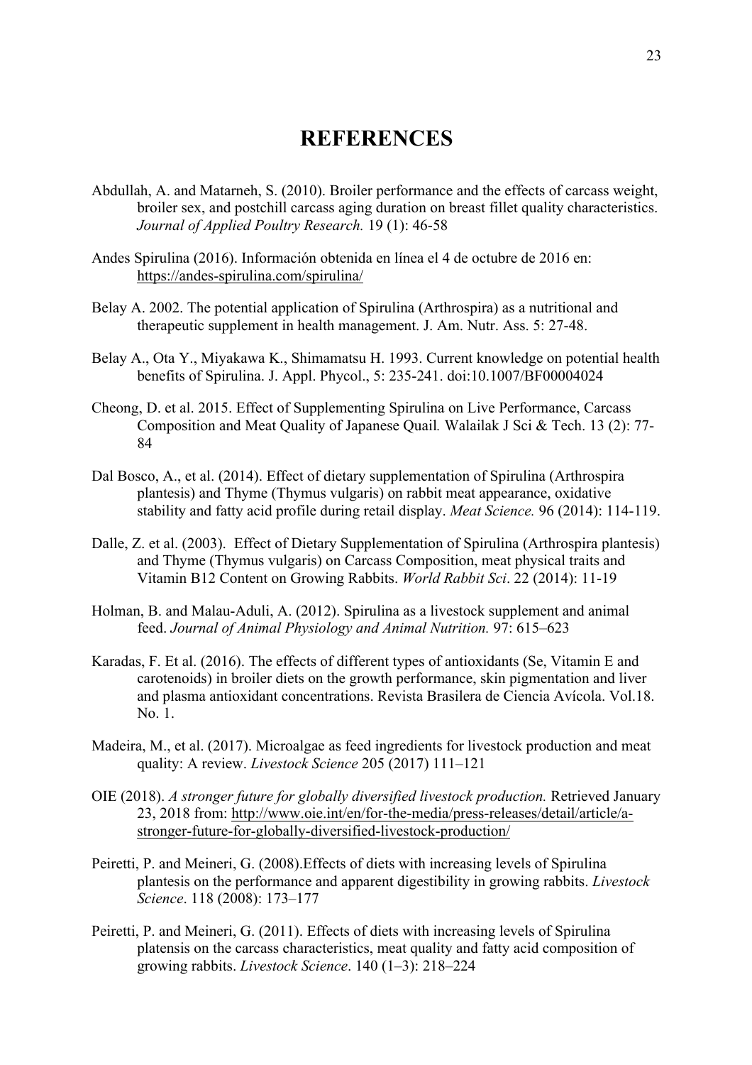# REFERENCES

Abdullah, A. and Matarneh, S. (2010). Broiler performance and the effects of carcass weight, broiler sex, and postchill carcass aging duration on breast fillet quality characteristics. *Journal of Applied Poultry Research.* 19 (1): 46-58

Andes Spirulina (2016). Información obtenida en línea el 4 de octubre de 2016 en: https://andes-spirulina.com/spirulina/

Belay A. 2002. The potential application of Spirulina (Arthrospira) as a nutritional and therapeutic supplement in health management. J. Am. Nutr. Ass. 5: 27-48.

Belay A., Ota Y., Miyakawa K., Shimamatsu H. 1993. Current knowledge on potential health benefits of Spirulina. J. Appl. Phycol., 5: 235-241. doi:10.1007/BF00004024

Cheong, D. et al. 2015. Effect of Supplementing Spirulina on Live Performance, Carcass Composition and Meat Quality of Japanese Quail*.* Walailak J Sci & Tech. 13 (2): 77-84

Dal Bosco, A., et al. (2014). Effect of dietary supplementation of Spirulina (Arthrospira plantesis) and Thyme (Thymus vulgaris) on rabbit meat appearance, oxidative stability and fatty acid profile during retail display. *Meat Science.* 96 (2014): 114-119.

Dalle, Z. et al. (2003). Effect of Dietary Supplementation of Spirulina (Arthrospira plantesis) and Thyme (Thymus vulgaris) on Carcass Composition, meat physical traits and Vitamin B12 Content on Growing Rabbits. *World Rabbit Sci*. 22 (2014): 11-19

Holman, B. and Malau-Aduli, A. (2012). Spirulina as a livestock supplement and animal feed. *Journal of Animal Physiology and Animal Nutrition.* 97: 615–623

Karadas, F. Et al. (2016). The effects of different types of antioxidants (Se, Vitamin E and carotenoids) in broiler diets on the growth performance, skin pigmentation and liver and plasma antioxidant concentrations. Revista Brasilera de Ciencia Avícola. Vol.18. No. 1.

Madeira, M., et al. (2017). Microalgae as feed ingredients for livestock production and meat quality: A review. *Livestock Science* 205 (2017) 111–121

OIE (2018). *A stronger future for globally diversified livestock production.* Retrieved January 23, 2018 from: http://www.oie.int/en/for-the-media/press-releases/detail/article/a-stronger-future-for-globally-diversified-livestock-production/

Peiretti, P. and Meineri, G. (2008).Effects of diets with increasing levels of Spirulina plantesis on the performance and apparent digestibility in growing rabbits. *Livestock Science*. 118 (2008): 173–177

Peiretti, P. and Meineri, G. (2011). Effects of diets with increasing levels of Spirulina platensis on the carcass characteristics, meat quality and fatty acid composition of growing rabbits. *Livestock Science*. 140 (1–3): 218–224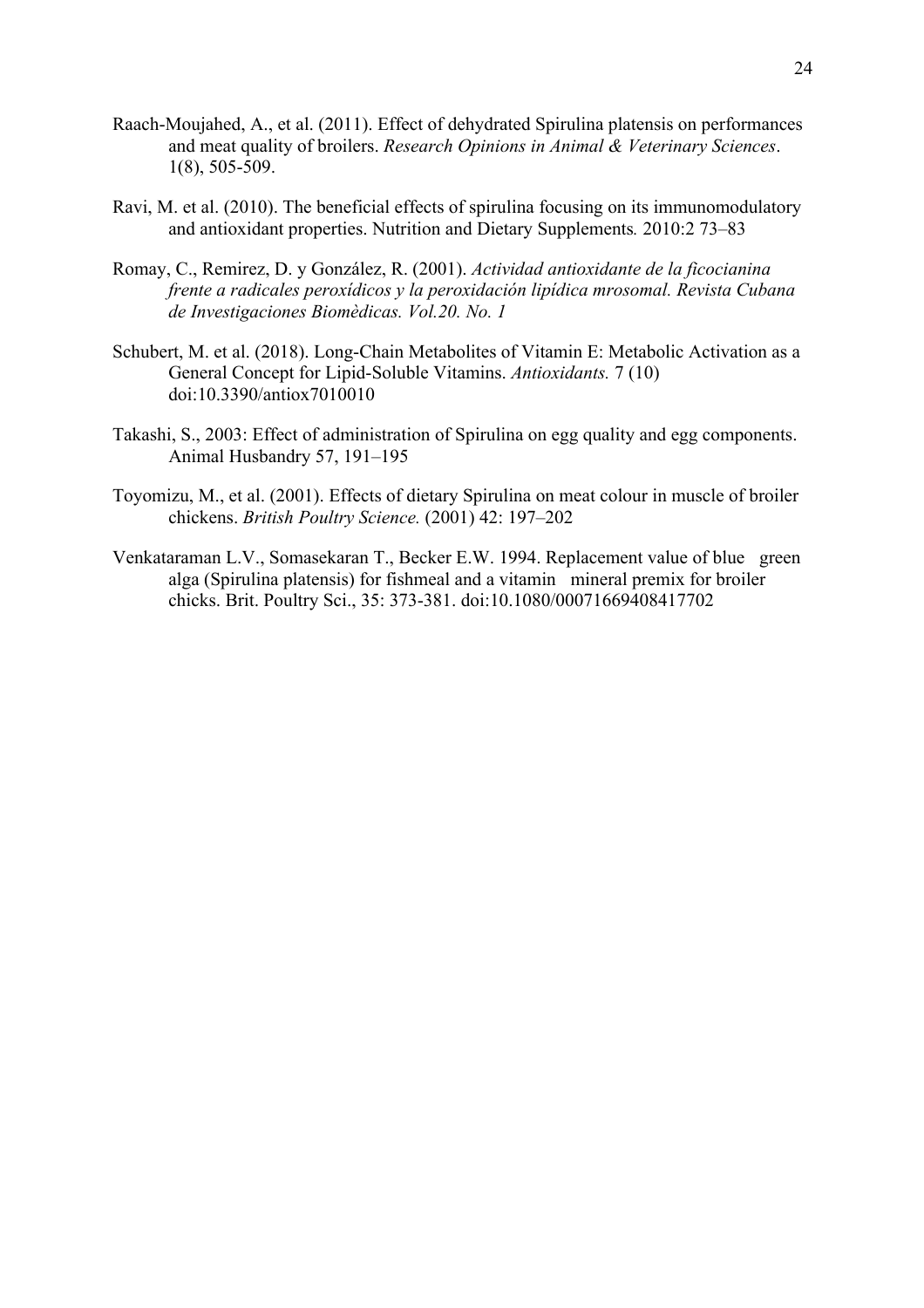Raach-Moujahed, A., et al. (2011). Effect of dehydrated Spirulina platensis on performances and meat quality of broilers. *Research Opinions in Animal & Veterinary Sciences*. 1(8), 505-509.

Ravi, M. et al. (2010). The beneficial effects of spirulina focusing on its immunomodulatory and antioxidant properties. Nutrition and Dietary Supplements*.* 2010:2 73–83

Romay, C., Remirez, D. y González, R. (2001). *Actividad antioxidante de la ficocianina frente a radicales peroxídicos y la peroxidación lipídica mrosomal. Revista Cubana de Investigaciones Biomèdicas. Vol.20. No. 1*

Schubert, M. et al. (2018). Long-Chain Metabolites of Vitamin E: Metabolic Activation as a General Concept for Lipid-Soluble Vitamins. *Antioxidants.* 7 (10) doi:10.3390/antiox7010010

Takashi, S., 2003: Effect of administration of Spirulina on egg quality and egg components. Animal Husbandry 57, 191–195

Toyomizu, M., et al. (2001). Effects of dietary Spirulina on meat colour in muscle of broiler chickens. *British Poultry Science.* (2001) 42: 197–202

Venkataraman L.V., Somasekaran T., Becker E.W. 1994. Replacement value of blue green alga (Spirulina platensis) for fishmeal and a vitamin mineral premix for broiler chicks. Brit. Poultry Sci., 35: 373-381. doi:10.1080/00071669408417702